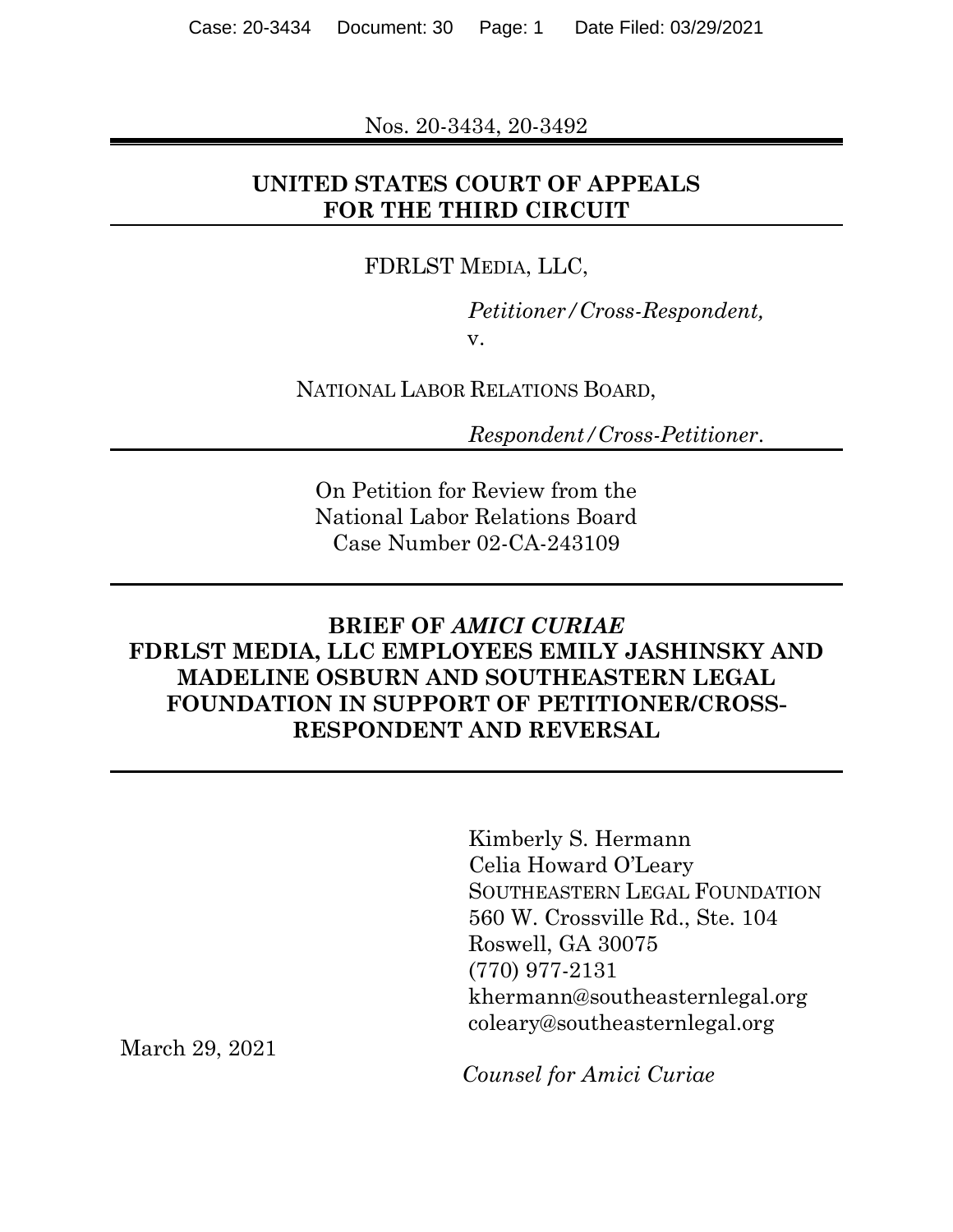Nos. 20-3434, 20-3492

**UNITED STATES COURT OF APPEALS**
**FOR THE THIRD CIRCUIT**

FDRLST MEDIA, LLC,

*Petitioner/Cross-Respondent,*
v.

NATIONAL LABOR RELATIONS BOARD,

*Respondent/Cross-Petitioner.*

On Petition for Review from the
National Labor Relations Board
Case Number 02-CA-243109

**BRIEF OF *AMICI CURIAE***
**FDRLST MEDIA, LLC EMPLOYEES EMILY JASHINSKY AND MADELINE OSBURN AND SOUTHEASTERN LEGAL FOUNDATION IN SUPPORT OF PETITIONER/CROSS-RESPONDENT AND REVERSAL**

Kimberly S. Hermann
Celia Howard O'Leary
SOUTHEASTERN LEGAL FOUNDATION
560 W. Crossville Rd., Ste. 104
Roswell, GA 30075
(770) 977-2131
khermann@southeasternlegal.org
coleary@southeasternlegal.org

March 29, 2021

*Counsel for Amici Curiae*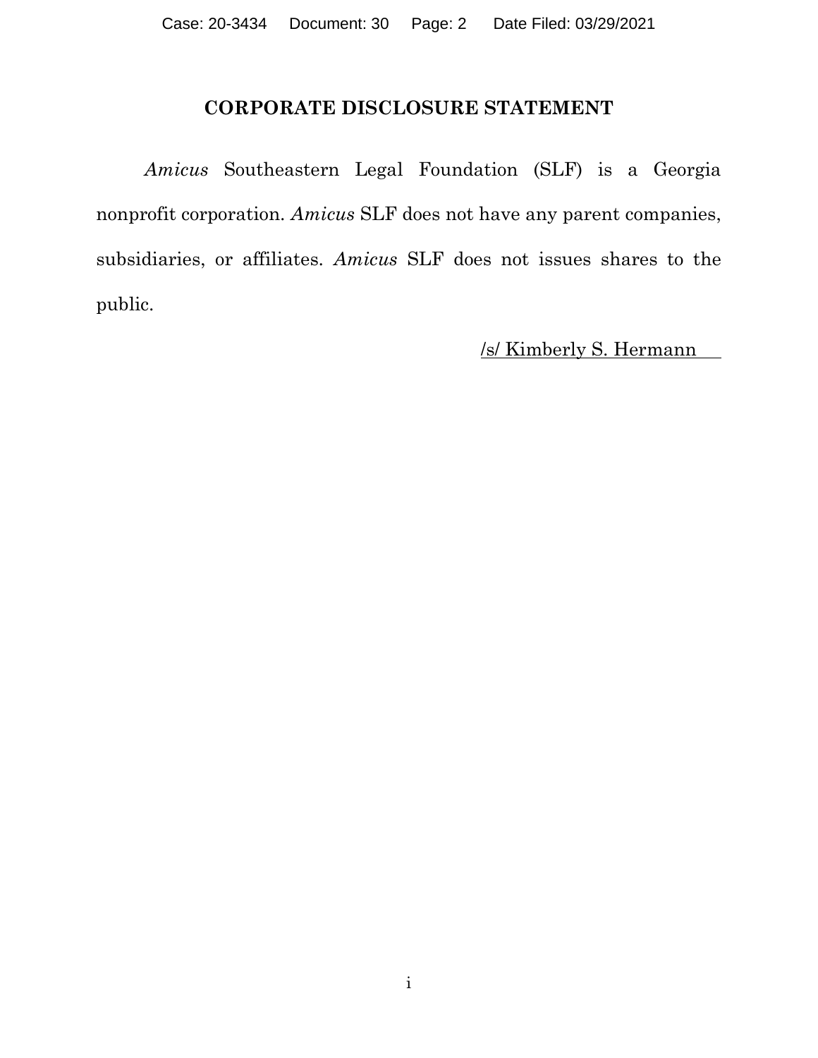## CORPORATE DISCLOSURE STATEMENT

*Amicus* Southeastern Legal Foundation (SLF) is a Georgia nonprofit corporation. *Amicus* SLF does not have any parent companies, subsidiaries, or affiliates. *Amicus* SLF does not issues shares to the public.

/s/ Kimberly S. Hermann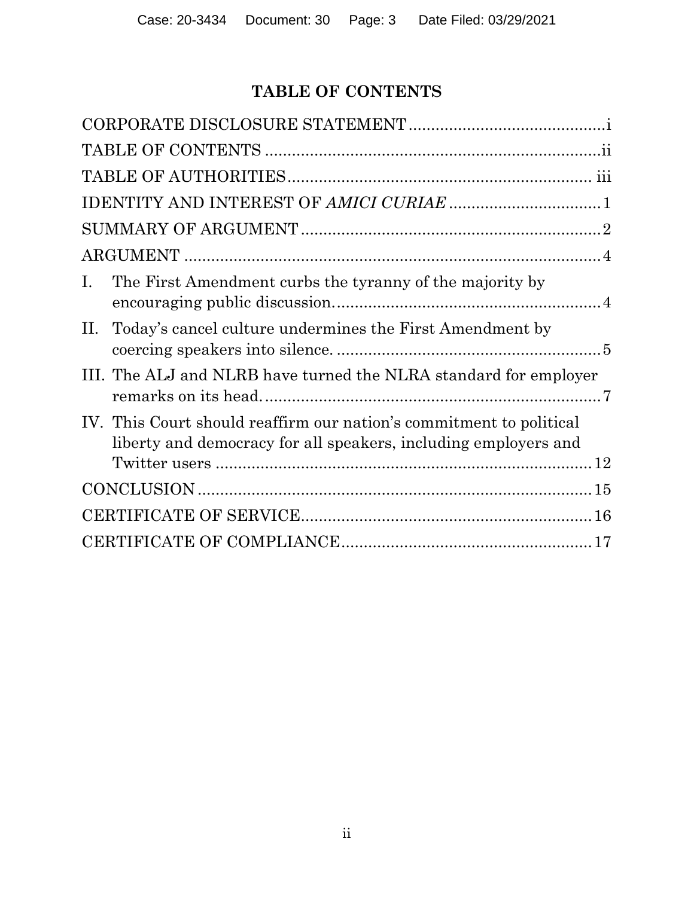# TABLE OF CONTENTS

CORPORATE DISCLOSURE STATEMENT ........................................... i

TABLE OF CONTENTS ........................................................................ ii

TABLE OF AUTHORITIES ................................................................. iii

IDENTITY AND INTEREST OF *AMICI CURIAE* ................................. 1

SUMMARY OF ARGUMENT ................................................................. 2

ARGUMENT .......................................................................................... 4

I. The First Amendment curbs the tyranny of the majority by encouraging public discussion. ........................................................... 4

II. Today's cancel culture undermines the First Amendment by coercing speakers into silence. .......................................................... 5

III. The ALJ and NLRB have turned the NLRA standard for employer remarks on its head. ........................................................................... 7

IV. This Court should reaffirm our nation's commitment to political liberty and democracy for all speakers, including employers and Twitter users .................................................................................... 12

CONCLUSION ....................................................................................... 15

CERTIFICATE OF SERVICE ................................................................ 16

CERTIFICATE OF COMPLIANCE ....................................................... 17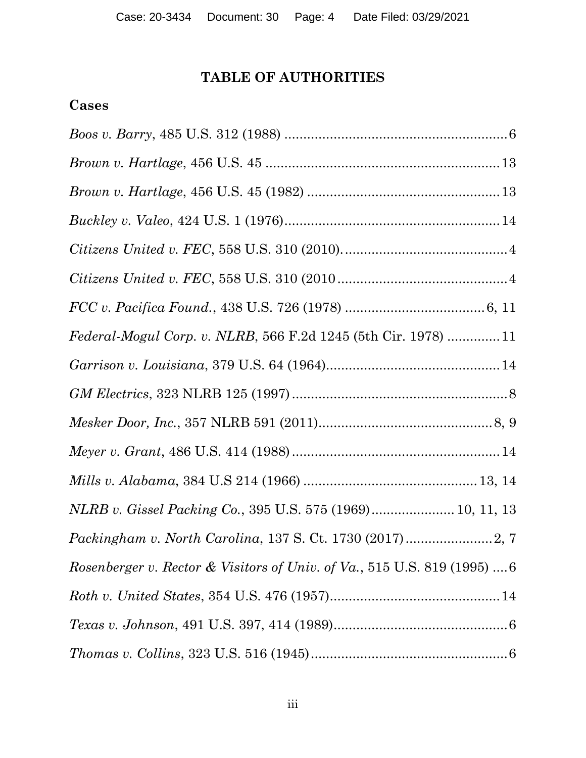# TABLE OF AUTHORITIES

## Cases

*Boos v. Barry*, 485 U.S. 312 (1988) .......................................................... 6

*Brown v. Hartlage*, 456 U.S. 45 ............................................................. 13

*Brown v. Hartlage*, 456 U.S. 45 (1982) .................................................. 13

*Buckley v. Valeo*, 424 U.S. 1 (1976)........................................................ 14

*Citizens United v. FEC*, 558 U.S. 310 (2010). .......................................... 4

*Citizens United v. FEC*, 558 U.S. 310 (2010 ............................................ 4

*FCC v. Pacifica Found.*, 438 U.S. 726 (1978) .................................... 6, 11

*Federal-Mogul Corp. v. NLRB*, 566 F.2d 1245 (5th Cir. 1978) ............. 11

*Garrison v. Louisiana*, 379 U.S. 64 (1964)............................................. 14

*GM Electrics*, 323 NLRB 125 (1997) ......................................................... 8

*Mesker Door, Inc.*, 357 NLRB 591 (2011)............................................. 8, 9

*Meyer v. Grant*, 486 U.S. 414 (1988) ...................................................... 14

*Mills v. Alabama*, 384 U.S 214 (1966) ............................................. 13, 14

*NLRB v. Gissel Packing Co.*, 395 U.S. 575 (1969)..................... 10, 11, 13

*Packingham v. North Carolina*, 137 S. Ct. 1730 (2017)....................... 2, 7

*Rosenberger v. Rector & Visitors of Univ. of Va.*, 515 U.S. 819 (1995) .... 6

*Roth v. United States*, 354 U.S. 476 (1957)............................................. 14

*Texas v. Johnson*, 491 U.S. 397, 414 (1989).............................................. 6

*Thomas v. Collins*, 323 U.S. 516 (1945).................................................... 6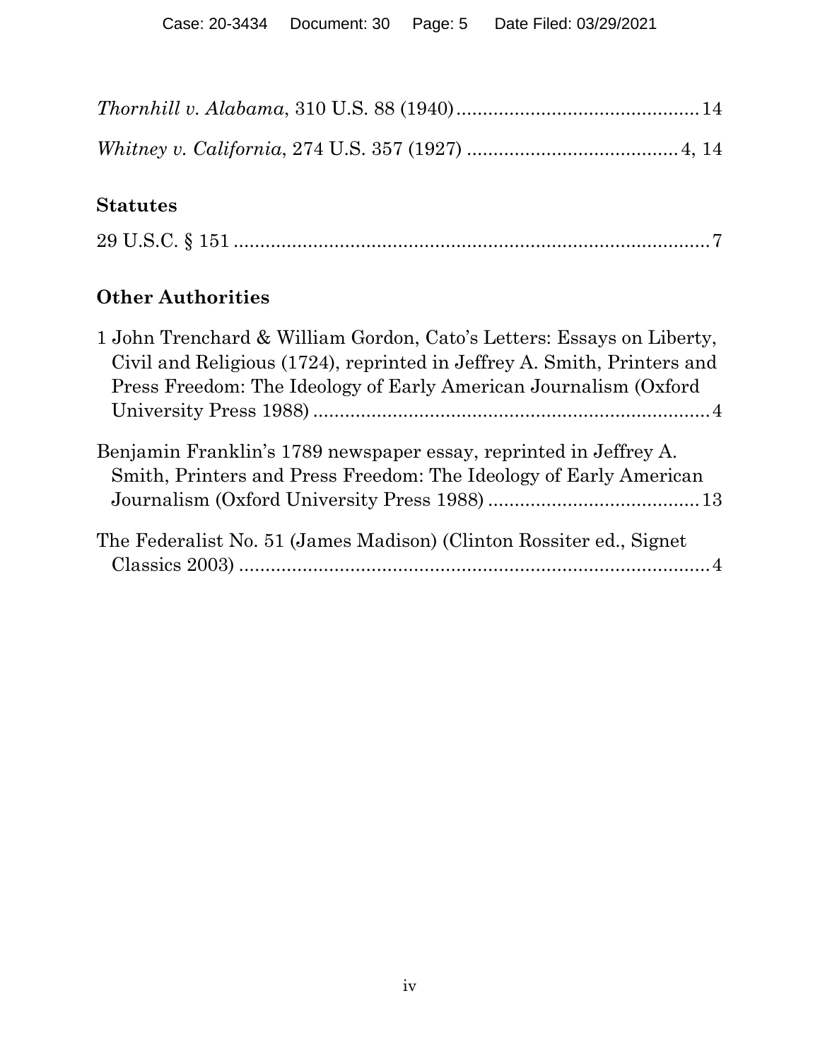*Thornhill v. Alabama*, 310 U.S. 88 (1940) .......................................... 14

*Whitney v. California*, 274 U.S. 357 (1927) ..................................... 4, 14

### Statutes

29 U.S.C. § 151 ......................................................................................... 7

### Other Authorities

1 John Trenchard & William Gordon, Cato's Letters: Essays on Liberty, Civil and Religious (1724), reprinted in Jeffrey A. Smith, Printers and Press Freedom: The Ideology of Early American Journalism (Oxford University Press 1988) ........................................................................... 4

Benjamin Franklin's 1789 newspaper essay, reprinted in Jeffrey A. Smith, Printers and Press Freedom: The Ideology of Early American Journalism (Oxford University Press 1988) ........................................ 13

The Federalist No. 51 (James Madison) (Clinton Rossiter ed., Signet Classics 2003) ......................................................................................... 4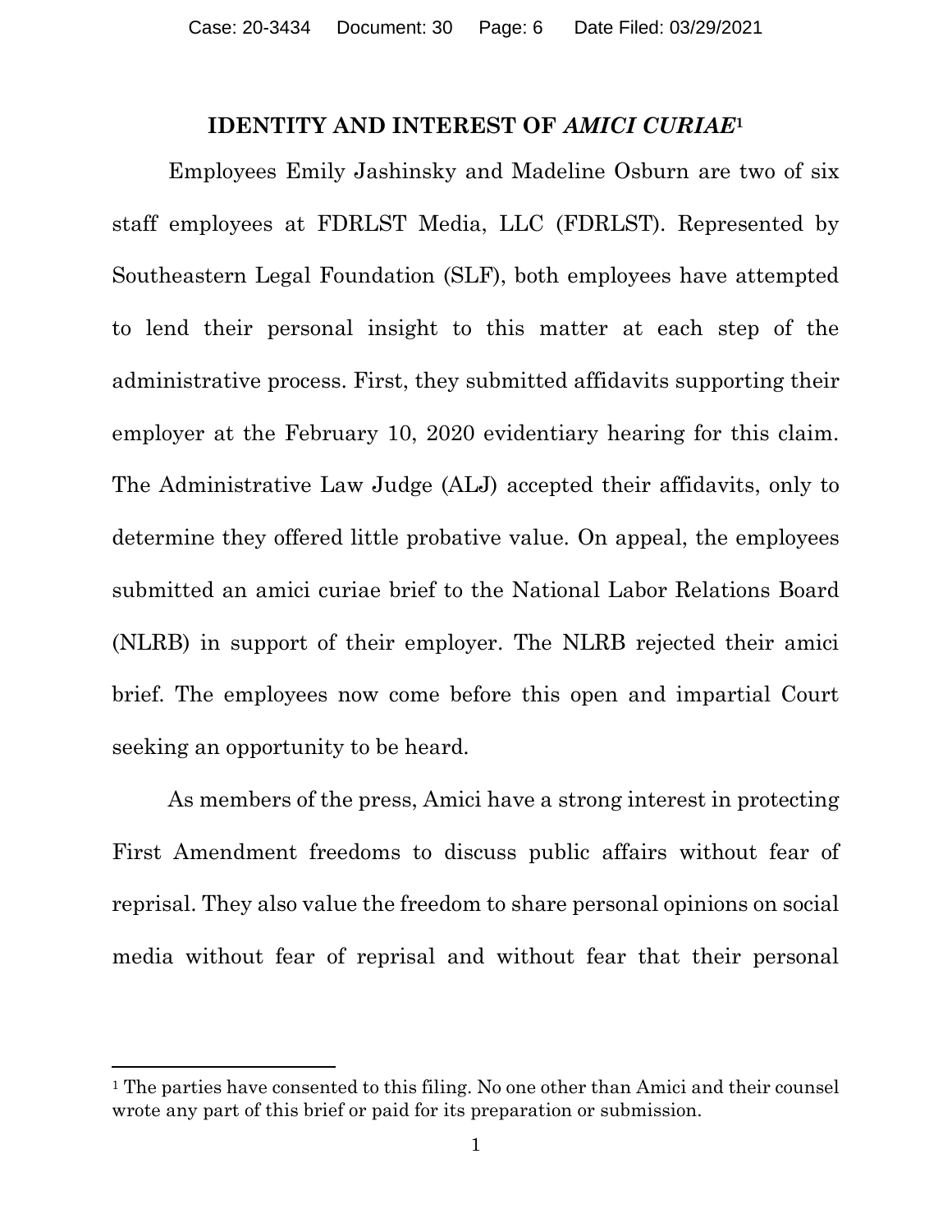## IDENTITY AND INTEREST OF *AMICI CURIAE*[1]

Employees Emily Jashinsky and Madeline Osburn are two of six staff employees at FDRLST Media, LLC (FDRLST). Represented by Southeastern Legal Foundation (SLF), both employees have attempted to lend their personal insight to this matter at each step of the administrative process. First, they submitted affidavits supporting their employer at the February 10, 2020 evidentiary hearing for this claim. The Administrative Law Judge (ALJ) accepted their affidavits, only to determine they offered little probative value. On appeal, the employees submitted an amici curiae brief to the National Labor Relations Board (NLRB) in support of their employer. The NLRB rejected their amici brief. The employees now come before this open and impartial Court seeking an opportunity to be heard.

As members of the press, Amici have a strong interest in protecting First Amendment freedoms to discuss public affairs without fear of reprisal. They also value the freedom to share personal opinions on social media without fear of reprisal and without fear that their personal

---

[1] The parties have consented to this filing. No one other than Amici and their counsel wrote any part of this brief or paid for its preparation or submission.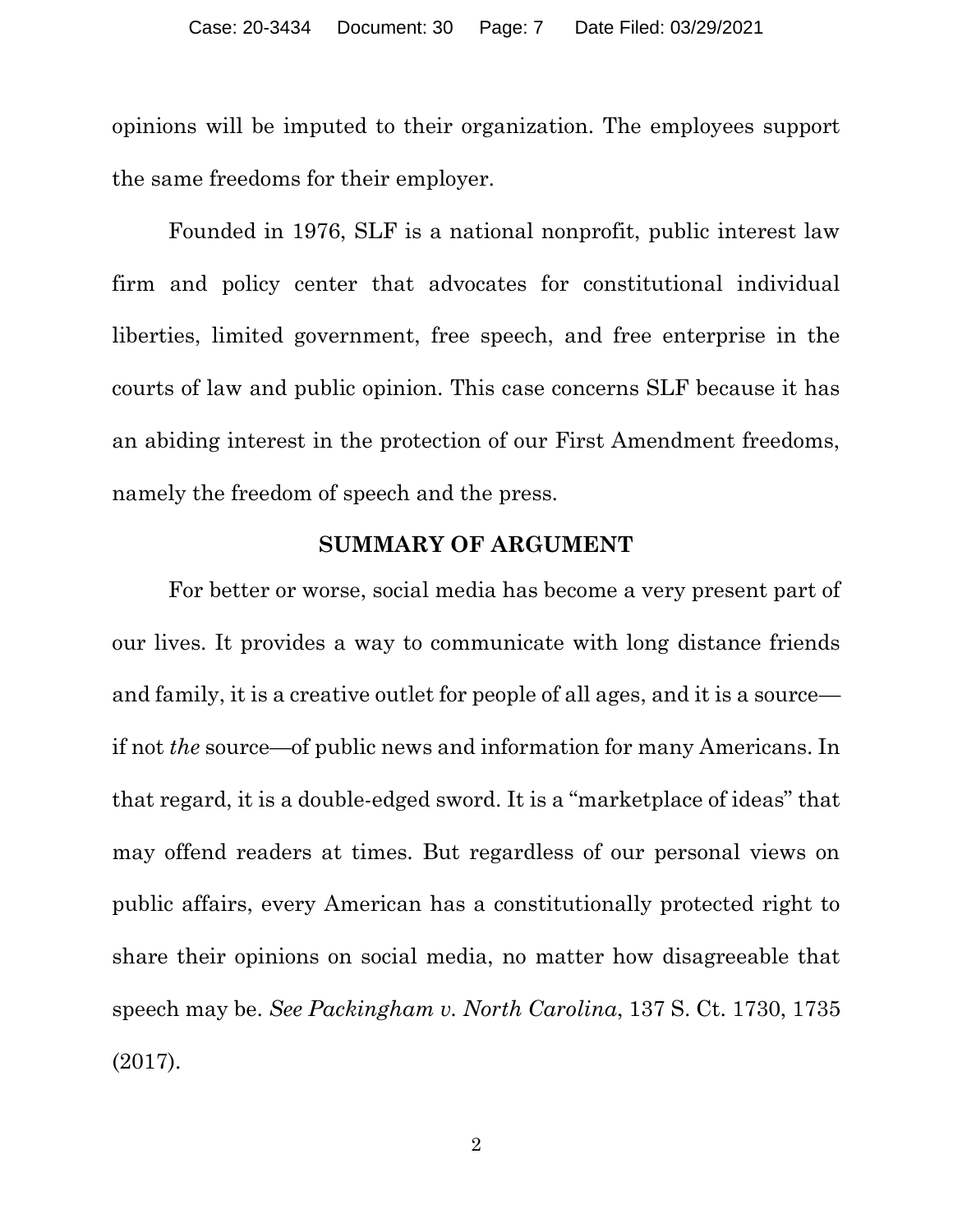opinions will be imputed to their organization. The employees support the same freedoms for their employer.

Founded in 1976, SLF is a national nonprofit, public interest law firm and policy center that advocates for constitutional individual liberties, limited government, free speech, and free enterprise in the courts of law and public opinion. This case concerns SLF because it has an abiding interest in the protection of our First Amendment freedoms, namely the freedom of speech and the press.

## SUMMARY OF ARGUMENT

For better or worse, social media has become a very present part of our lives. It provides a way to communicate with long distance friends and family, it is a creative outlet for people of all ages, and it is a source—if not *the* source—of public news and information for many Americans. In that regard, it is a double-edged sword. It is a "marketplace of ideas" that may offend readers at times. But regardless of our personal views on public affairs, every American has a constitutionally protected right to share their opinions on social media, no matter how disagreeable that speech may be. *See Packingham v. North Carolina*, 137 S. Ct. 1730, 1735 (2017).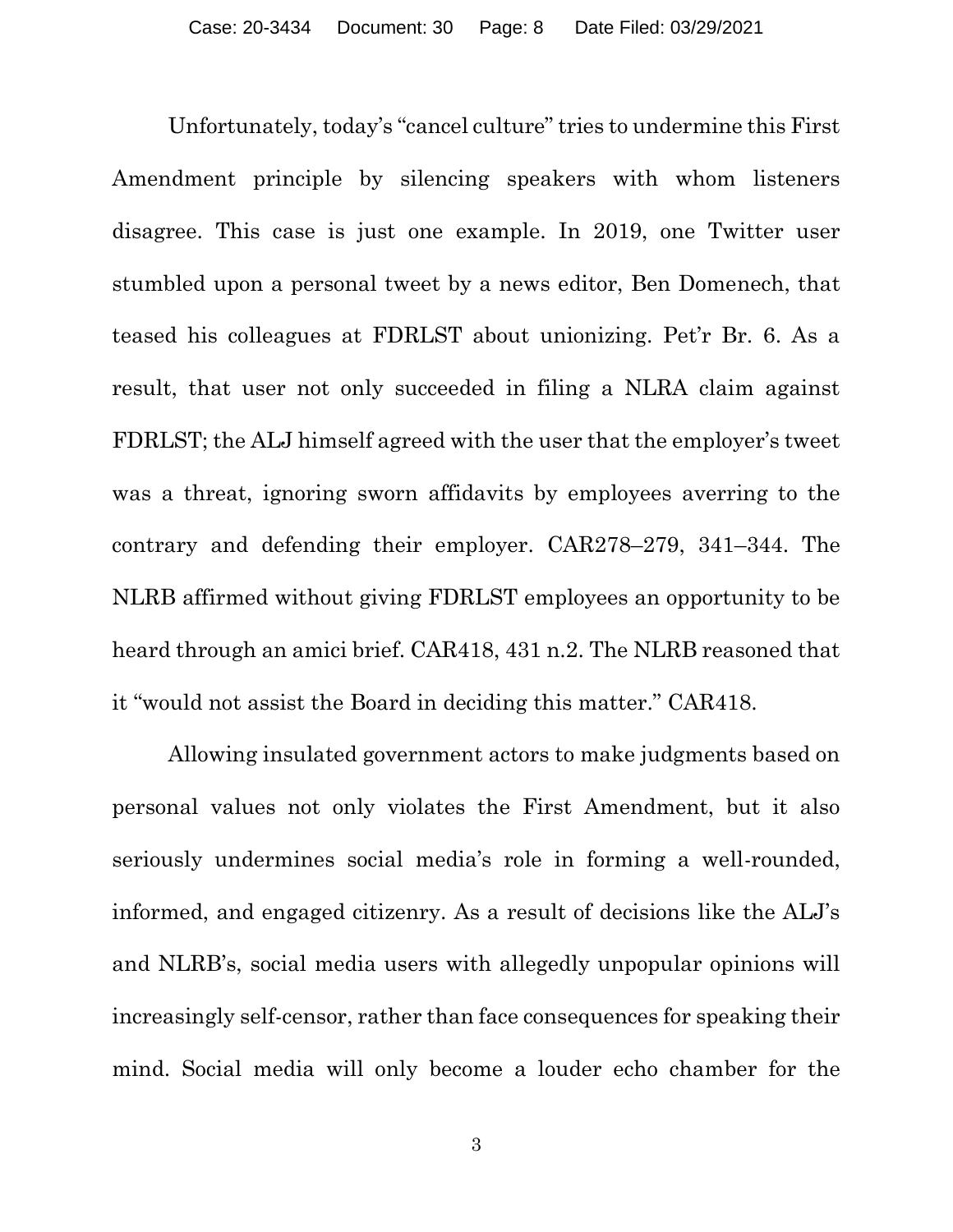Unfortunately, today's "cancel culture" tries to undermine this First Amendment principle by silencing speakers with whom listeners disagree. This case is just one example. In 2019, one Twitter user stumbled upon a personal tweet by a news editor, Ben Domenech, that teased his colleagues at FDRLST about unionizing. Pet'r Br. 6. As a result, that user not only succeeded in filing a NLRA claim against FDRLST; the ALJ himself agreed with the user that the employer's tweet was a threat, ignoring sworn affidavits by employees averring to the contrary and defending their employer. CAR278–279, 341–344. The NLRB affirmed without giving FDRLST employees an opportunity to be heard through an amici brief. CAR418, 431 n.2. The NLRB reasoned that it "would not assist the Board in deciding this matter." CAR418.

Allowing insulated government actors to make judgments based on personal values not only violates the First Amendment, but it also seriously undermines social media's role in forming a well-rounded, informed, and engaged citizenry. As a result of decisions like the ALJ's and NLRB's, social media users with allegedly unpopular opinions will increasingly self-censor, rather than face consequences for speaking their mind. Social media will only become a louder echo chamber for the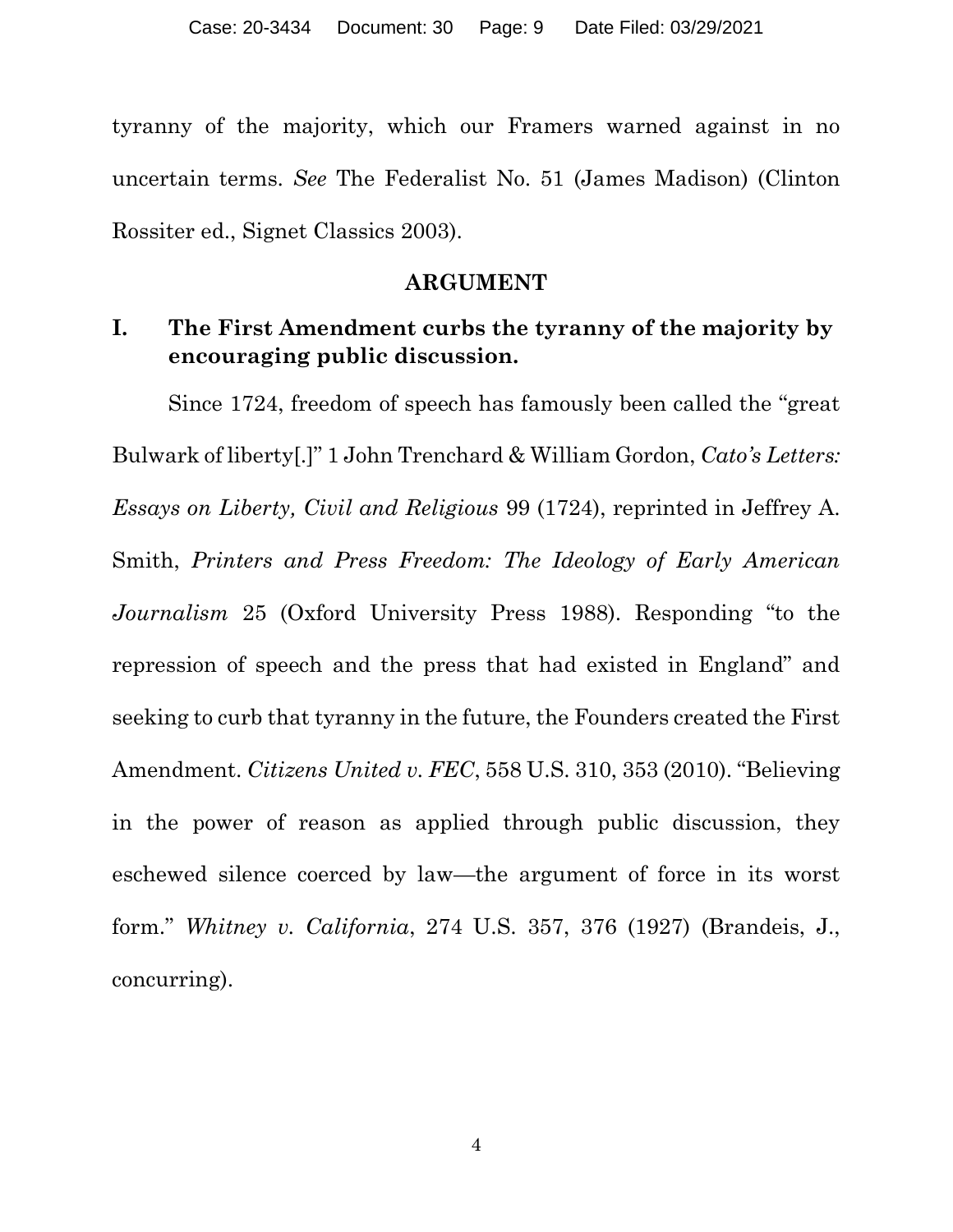tyranny of the majority, which our Framers warned against in no uncertain terms. *See* The Federalist No. 51 (James Madison) (Clinton Rossiter ed., Signet Classics 2003).

## ARGUMENT

### I. The First Amendment curbs the tyranny of the majority by encouraging public discussion.

Since 1724, freedom of speech has famously been called the "great Bulwark of liberty[.]" 1 John Trenchard & William Gordon, *Cato's Letters: Essays on Liberty, Civil and Religious* 99 (1724), reprinted in Jeffrey A. Smith, *Printers and Press Freedom: The Ideology of Early American Journalism* 25 (Oxford University Press 1988). Responding "to the repression of speech and the press that had existed in England" and seeking to curb that tyranny in the future, the Founders created the First Amendment. *Citizens United v. FEC*, 558 U.S. 310, 353 (2010). "Believing in the power of reason as applied through public discussion, they eschewed silence coerced by law—the argument of force in its worst form." *Whitney v. California*, 274 U.S. 357, 376 (1927) (Brandeis, J., concurring).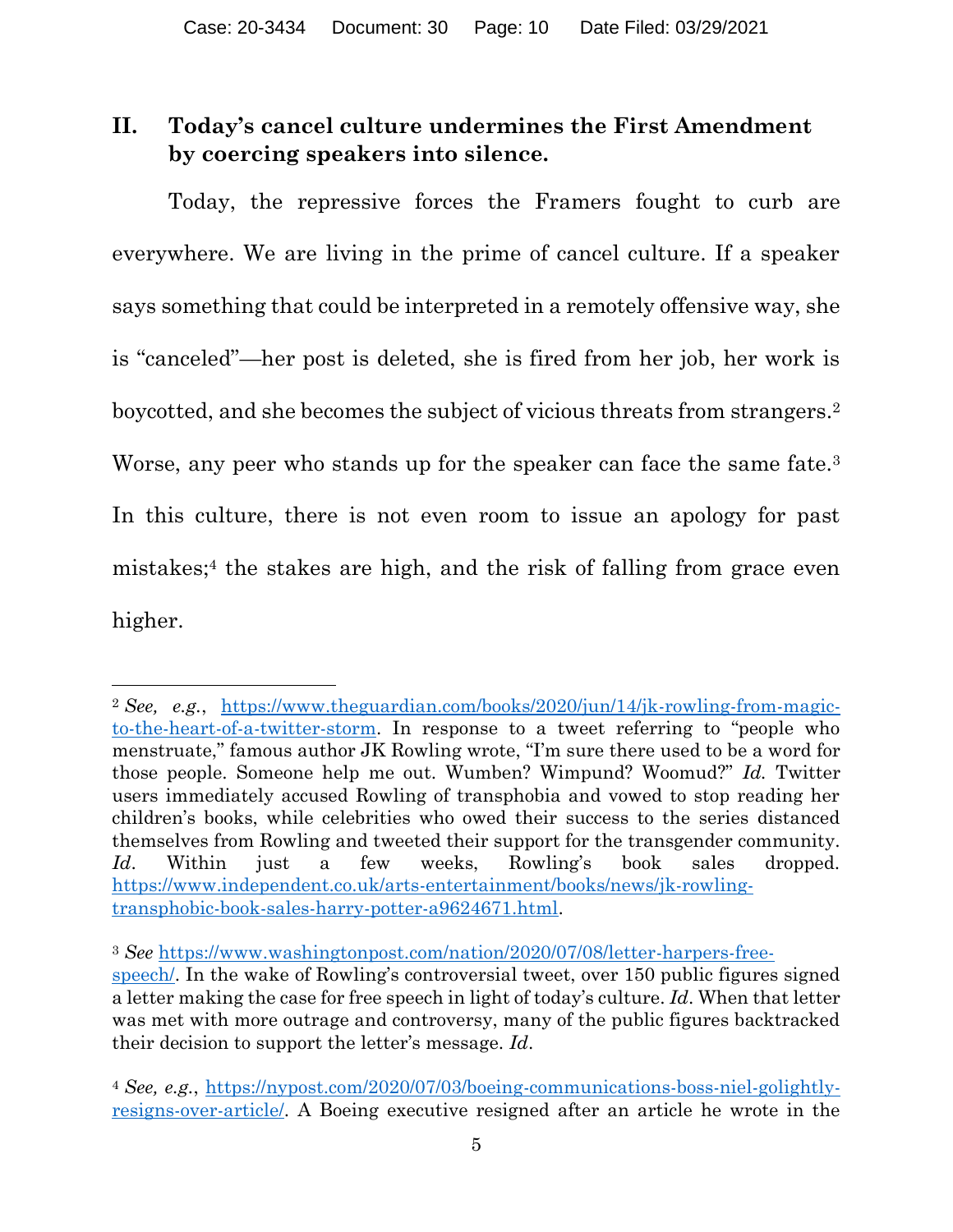## II. Today's cancel culture undermines the First Amendment by coercing speakers into silence.

Today, the repressive forces the Framers fought to curb are everywhere. We are living in the prime of cancel culture. If a speaker says something that could be interpreted in a remotely offensive way, she is "canceled"—her post is deleted, she is fired from her job, her work is boycotted, and she becomes the subject of vicious threats from strangers.[2] Worse, any peer who stands up for the speaker can face the same fate.[3] In this culture, there is not even room to issue an apology for past mistakes;[4] the stakes are high, and the risk of falling from grace even higher.

---

[2] *See, e.g.*, https://www.theguardian.com/books/2020/jun/14/jk-rowling-from-magic-to-the-heart-of-a-twitter-storm. In response to a tweet referring to "people who menstruate," famous author JK Rowling wrote, "I'm sure there used to be a word for those people. Someone help me out. Wumben? Wimpund? Woomud?" *Id.* Twitter users immediately accused Rowling of transphobia and vowed to stop reading her children's books, while celebrities who owed their success to the series distanced themselves from Rowling and tweeted their support for the transgender community. *Id*. Within just a few weeks, Rowling's book sales dropped. https://www.independent.co.uk/arts-entertainment/books/news/jk-rowling-transphobic-book-sales-harry-potter-a9624671.html.

[3] *See* https://www.washingtonpost.com/nation/2020/07/08/letter-harpers-free-speech/. In the wake of Rowling's controversial tweet, over 150 public figures signed a letter making the case for free speech in light of today's culture. *Id*. When that letter was met with more outrage and controversy, many of the public figures backtracked their decision to support the letter's message. *Id*.

[4] *See, e.g.*, https://nypost.com/2020/07/03/boeing-communications-boss-niel-golightly-resigns-over-article/. A Boeing executive resigned after an article he wrote in the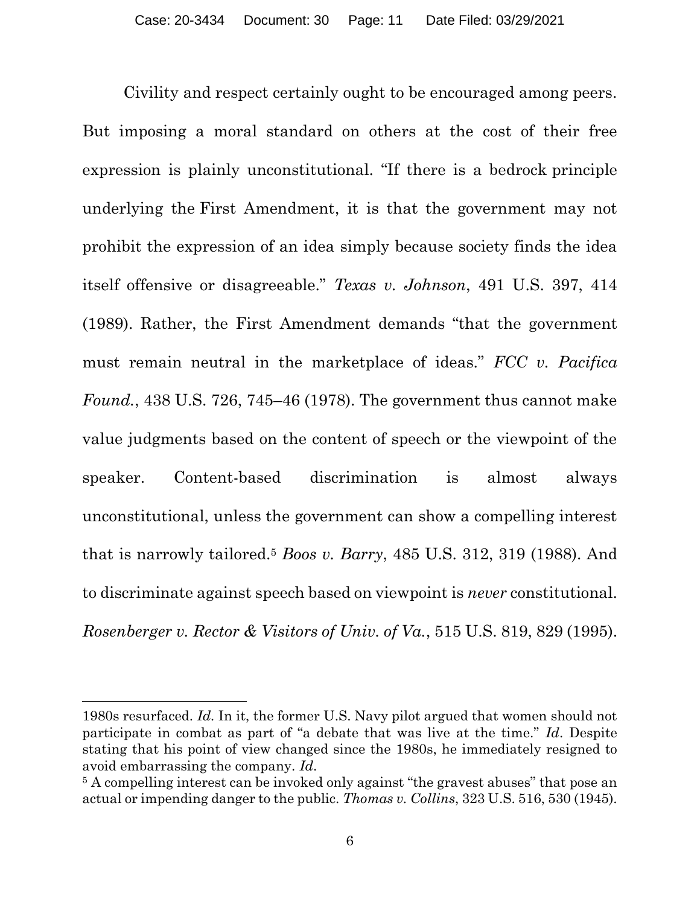Civility and respect certainly ought to be encouraged among peers. But imposing a moral standard on others at the cost of their free expression is plainly unconstitutional. "If there is a bedrock principle underlying the First Amendment, it is that the government may not prohibit the expression of an idea simply because society finds the idea itself offensive or disagreeable." *Texas v. Johnson*, 491 U.S. 397, 414 (1989). Rather, the First Amendment demands "that the government must remain neutral in the marketplace of ideas." *FCC v. Pacifica Found.*, 438 U.S. 726, 745–46 (1978). The government thus cannot make value judgments based on the content of speech or the viewpoint of the speaker. Content-based discrimination is almost always unconstitutional, unless the government can show a compelling interest that is narrowly tailored.[5] *Boos v. Barry*, 485 U.S. 312, 319 (1988). And to discriminate against speech based on viewpoint is *never* constitutional. *Rosenberger v. Rector & Visitors of Univ. of Va.*, 515 U.S. 819, 829 (1995).

---

1980s resurfaced. *Id.* In it, the former U.S. Navy pilot argued that women should not participate in combat as part of "a debate that was live at the time." *Id.* Despite stating that his point of view changed since the 1980s, he immediately resigned to avoid embarrassing the company. *Id.*

[5] A compelling interest can be invoked only against "the gravest abuses" that pose an actual or impending danger to the public. *Thomas v. Collins*, 323 U.S. 516, 530 (1945).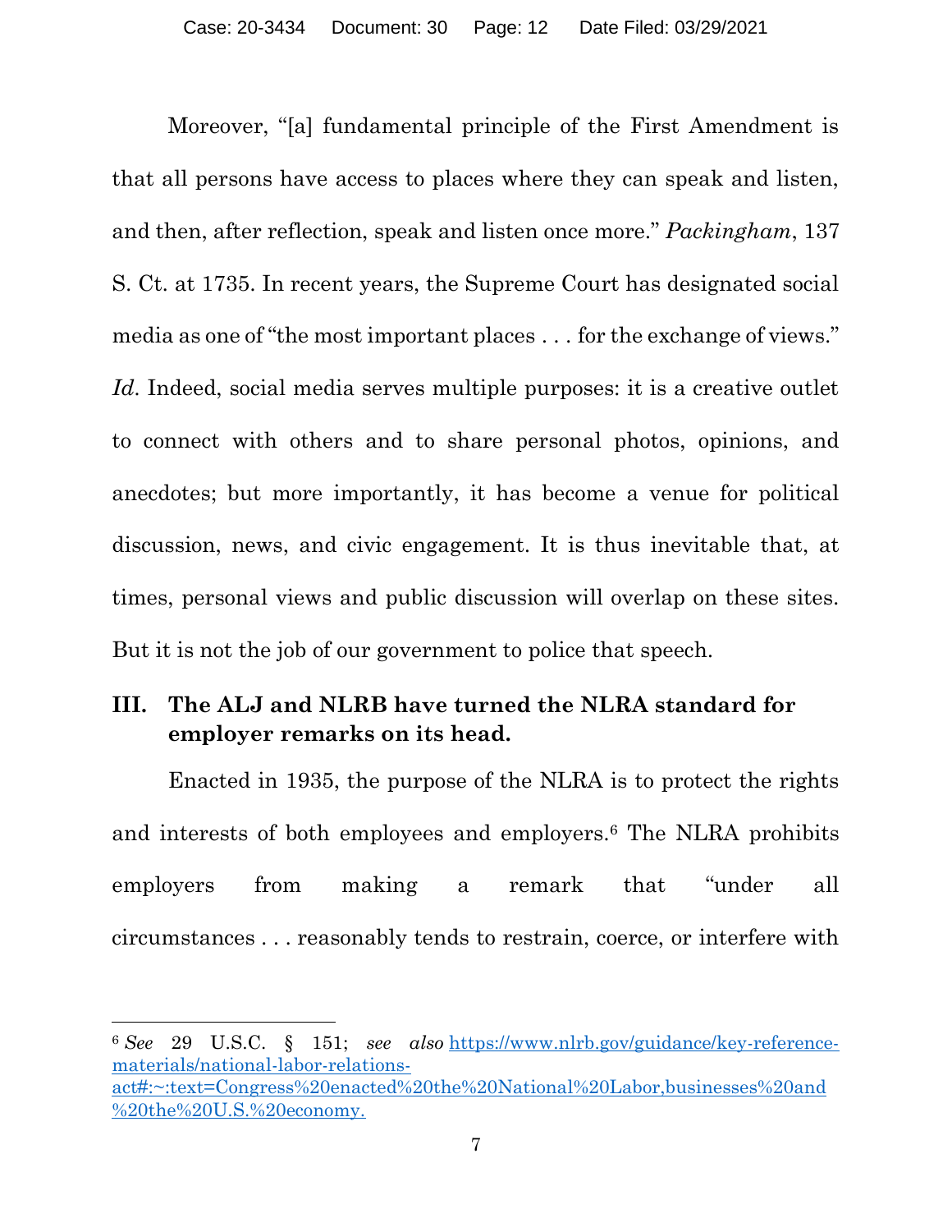Moreover, "[a] fundamental principle of the First Amendment is that all persons have access to places where they can speak and listen, and then, after reflection, speak and listen once more." *Packingham*, 137 S. Ct. at 1735. In recent years, the Supreme Court has designated social media as one of "the most important places . . . for the exchange of views." *Id*. Indeed, social media serves multiple purposes: it is a creative outlet to connect with others and to share personal photos, opinions, and anecdotes; but more importantly, it has become a venue for political discussion, news, and civic engagement. It is thus inevitable that, at times, personal views and public discussion will overlap on these sites. But it is not the job of our government to police that speech.

## III. The ALJ and NLRB have turned the NLRA standard for employer remarks on its head.

Enacted in 1935, the purpose of the NLRA is to protect the rights and interests of both employees and employers.[6] The NLRA prohibits employers from making a remark that "under all circumstances . . . reasonably tends to restrain, coerce, or interfere with

---

[6] *See* 29 U.S.C. § 151; *see also* https://www.nlrb.gov/guidance/key-reference-materials/national-labor-relations-act#:~:text=Congress%20enacted%20the%20National%20Labor,businesses%20and%20the%20U.S.%20economy.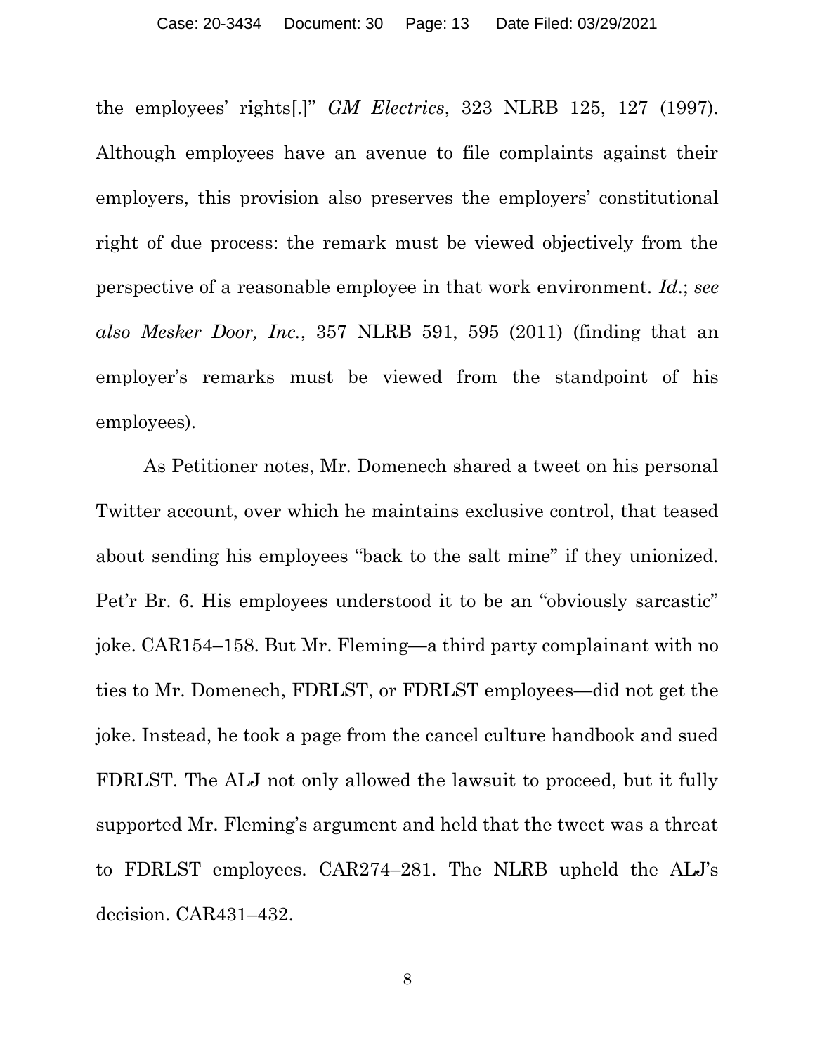the employees' rights[.]" *GM Electrics*, 323 NLRB 125, 127 (1997). Although employees have an avenue to file complaints against their employers, this provision also preserves the employers' constitutional right of due process: the remark must be viewed objectively from the perspective of a reasonable employee in that work environment. *Id*.; *see also Mesker Door, Inc.*, 357 NLRB 591, 595 (2011) (finding that an employer's remarks must be viewed from the standpoint of his employees).

As Petitioner notes, Mr. Domenech shared a tweet on his personal Twitter account, over which he maintains exclusive control, that teased about sending his employees "back to the salt mine" if they unionized. Pet'r Br. 6. His employees understood it to be an "obviously sarcastic" joke. CAR154–158. But Mr. Fleming—a third party complainant with no ties to Mr. Domenech, FDRLST, or FDRLST employees—did not get the joke. Instead, he took a page from the cancel culture handbook and sued FDRLST. The ALJ not only allowed the lawsuit to proceed, but it fully supported Mr. Fleming's argument and held that the tweet was a threat to FDRLST employees. CAR274–281. The NLRB upheld the ALJ's decision. CAR431–432.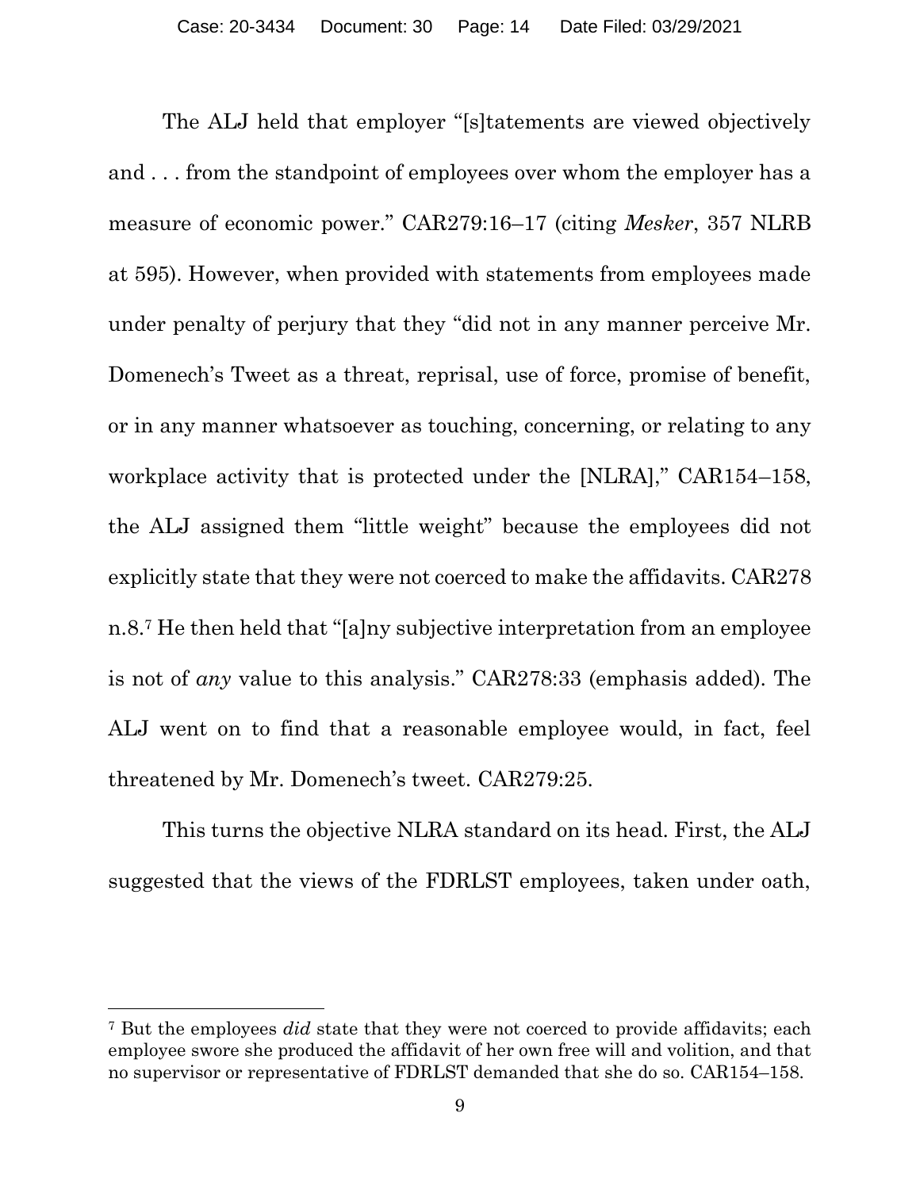The ALJ held that employer "[s]tatements are viewed objectively and . . . from the standpoint of employees over whom the employer has a measure of economic power." CAR279:16–17 (citing *Mesker*, 357 NLRB at 595). However, when provided with statements from employees made under penalty of perjury that they "did not in any manner perceive Mr. Domenech's Tweet as a threat, reprisal, use of force, promise of benefit, or in any manner whatsoever as touching, concerning, or relating to any workplace activity that is protected under the [NLRA]," CAR154–158, the ALJ assigned them "little weight" because the employees did not explicitly state that they were not coerced to make the affidavits. CAR278 n.8.[7] He then held that "[a]ny subjective interpretation from an employee is not of *any* value to this analysis." CAR278:33 (emphasis added). The ALJ went on to find that a reasonable employee would, in fact, feel threatened by Mr. Domenech's tweet. CAR279:25.

This turns the objective NLRA standard on its head. First, the ALJ suggested that the views of the FDRLST employees, taken under oath,

---

[7] But the employees *did* state that they were not coerced to provide affidavits; each employee swore she produced the affidavit of her own free will and volition, and that no supervisor or representative of FDRLST demanded that she do so. CAR154–158.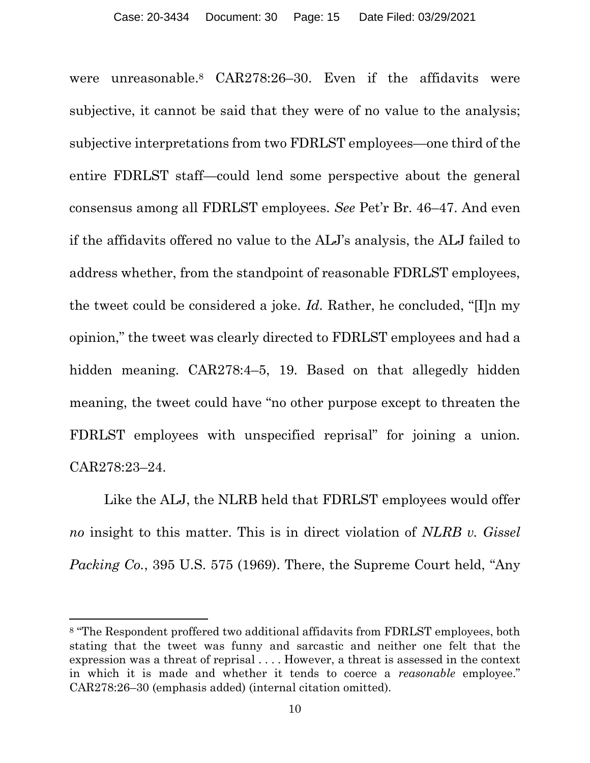were unreasonable.[8] CAR278:26–30. Even if the affidavits were subjective, it cannot be said that they were of no value to the analysis; subjective interpretations from two FDRLST employees—one third of the entire FDRLST staff—could lend some perspective about the general consensus among all FDRLST employees. *See* Pet'r Br. 46–47. And even if the affidavits offered no value to the ALJ's analysis, the ALJ failed to address whether, from the standpoint of reasonable FDRLST employees, the tweet could be considered a joke. *Id.* Rather, he concluded, "[I]n my opinion," the tweet was clearly directed to FDRLST employees and had a hidden meaning. CAR278:4–5, 19. Based on that allegedly hidden meaning, the tweet could have "no other purpose except to threaten the FDRLST employees with unspecified reprisal" for joining a union. CAR278:23–24.

Like the ALJ, the NLRB held that FDRLST employees would offer *no* insight to this matter. This is in direct violation of *NLRB v. Gissel Packing Co.*, 395 U.S. 575 (1969). There, the Supreme Court held, "Any

---

[8] "The Respondent proffered two additional affidavits from FDRLST employees, both stating that the tweet was funny and sarcastic and neither one felt that the expression was a threat of reprisal . . . . However, a threat is assessed in the context in which it is made and whether it tends to coerce a *reasonable* employee." CAR278:26–30 (emphasis added) (internal citation omitted).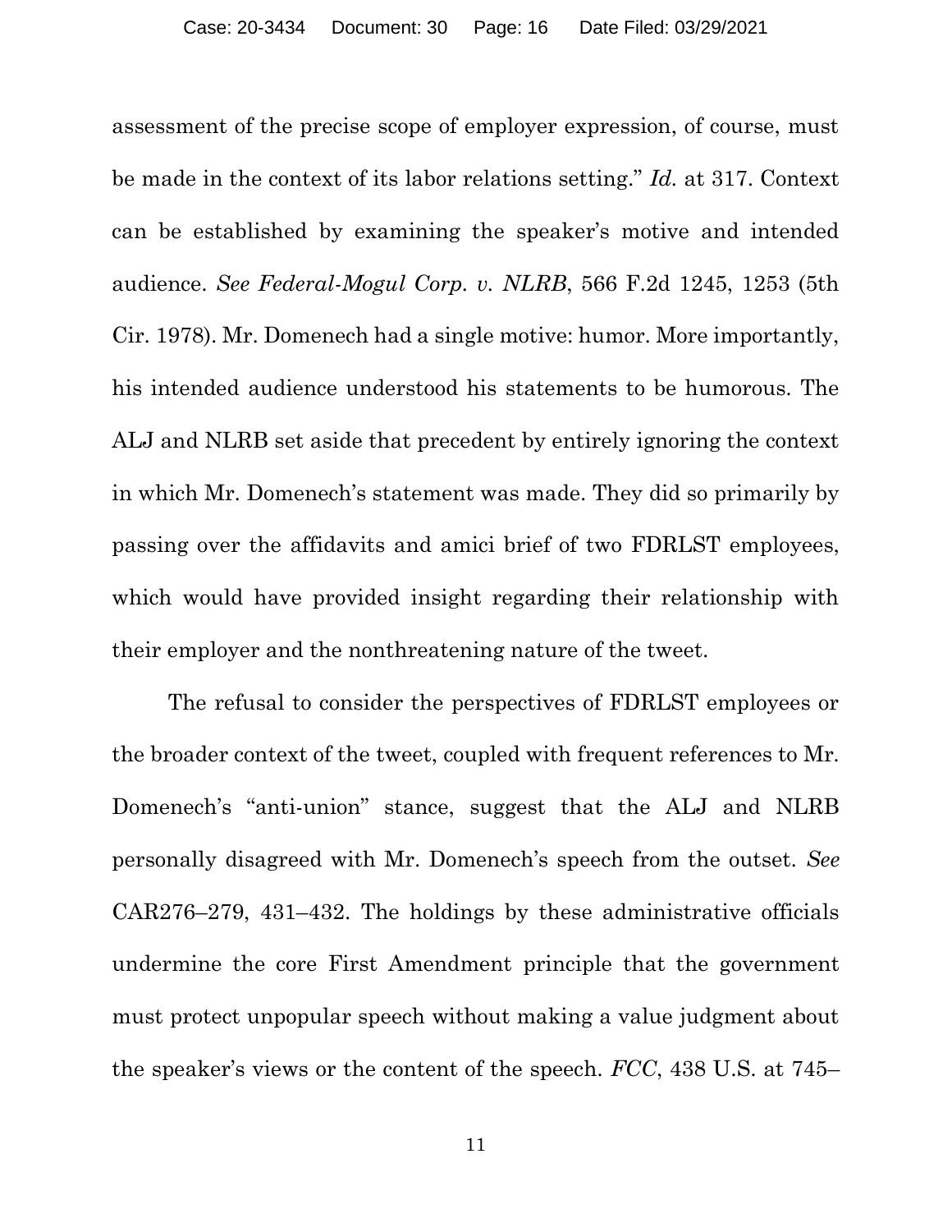assessment of the precise scope of employer expression, of course, must be made in the context of its labor relations setting." *Id.* at 317. Context can be established by examining the speaker's motive and intended audience. *See Federal-Mogul Corp. v. NLRB*, 566 F.2d 1245, 1253 (5th Cir. 1978). Mr. Domenech had a single motive: humor. More importantly, his intended audience understood his statements to be humorous. The ALJ and NLRB set aside that precedent by entirely ignoring the context in which Mr. Domenech's statement was made. They did so primarily by passing over the affidavits and amici brief of two FDRLST employees, which would have provided insight regarding their relationship with their employer and the nonthreatening nature of the tweet.

The refusal to consider the perspectives of FDRLST employees or the broader context of the tweet, coupled with frequent references to Mr. Domenech's "anti-union" stance, suggest that the ALJ and NLRB personally disagreed with Mr. Domenech's speech from the outset. *See* CAR276–279, 431–432. The holdings by these administrative officials undermine the core First Amendment principle that the government must protect unpopular speech without making a value judgment about the speaker's views or the content of the speech. *FCC*, 438 U.S. at 745–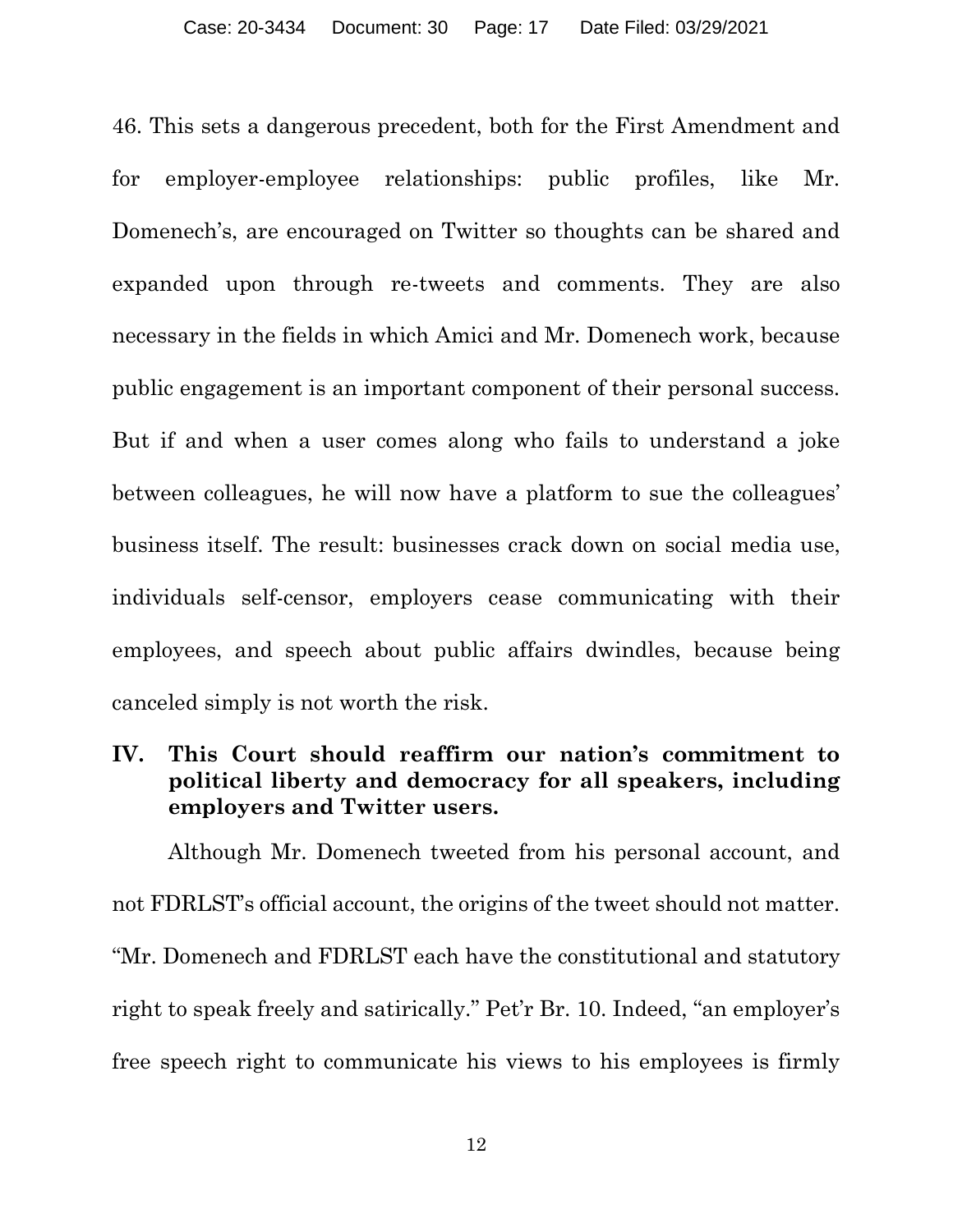46. This sets a dangerous precedent, both for the First Amendment and for employer-employee relationships: public profiles, like Mr. Domenech's, are encouraged on Twitter so thoughts can be shared and expanded upon through re-tweets and comments. They are also necessary in the fields in which Amici and Mr. Domenech work, because public engagement is an important component of their personal success. But if and when a user comes along who fails to understand a joke between colleagues, he will now have a platform to sue the colleagues' business itself. The result: businesses crack down on social media use, individuals self-censor, employers cease communicating with their employees, and speech about public affairs dwindles, because being canceled simply is not worth the risk.

## IV. This Court should reaffirm our nation's commitment to political liberty and democracy for all speakers, including employers and Twitter users.

Although Mr. Domenech tweeted from his personal account, and not FDRLST's official account, the origins of the tweet should not matter. "Mr. Domenech and FDRLST each have the constitutional and statutory right to speak freely and satirically." Pet'r Br. 10. Indeed, "an employer's free speech right to communicate his views to his employees is firmly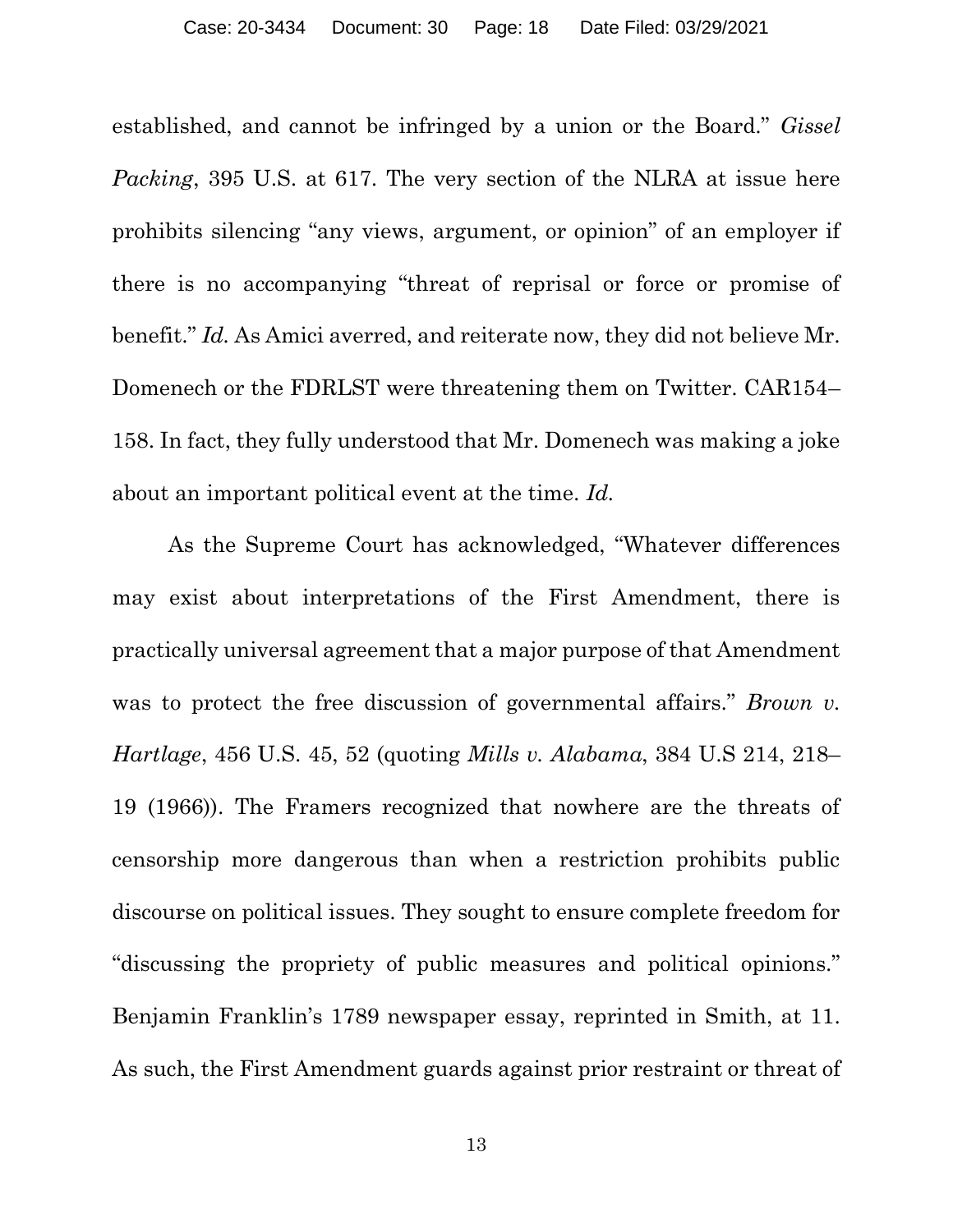established, and cannot be infringed by a union or the Board." *Gissel Packing*, 395 U.S. at 617. The very section of the NLRA at issue here prohibits silencing "any views, argument, or opinion" of an employer if there is no accompanying "threat of reprisal or force or promise of benefit." *Id.* As Amici averred, and reiterate now, they did not believe Mr. Domenech or the FDRLST were threatening them on Twitter. CAR154–158. In fact, they fully understood that Mr. Domenech was making a joke about an important political event at the time. *Id.*

As the Supreme Court has acknowledged, "Whatever differences may exist about interpretations of the First Amendment, there is practically universal agreement that a major purpose of that Amendment was to protect the free discussion of governmental affairs." *Brown v. Hartlage*, 456 U.S. 45, 52 (quoting *Mills v. Alabama*, 384 U.S 214, 218–19 (1966)). The Framers recognized that nowhere are the threats of censorship more dangerous than when a restriction prohibits public discourse on political issues. They sought to ensure complete freedom for "discussing the propriety of public measures and political opinions." Benjamin Franklin's 1789 newspaper essay, reprinted in Smith, at 11. As such, the First Amendment guards against prior restraint or threat of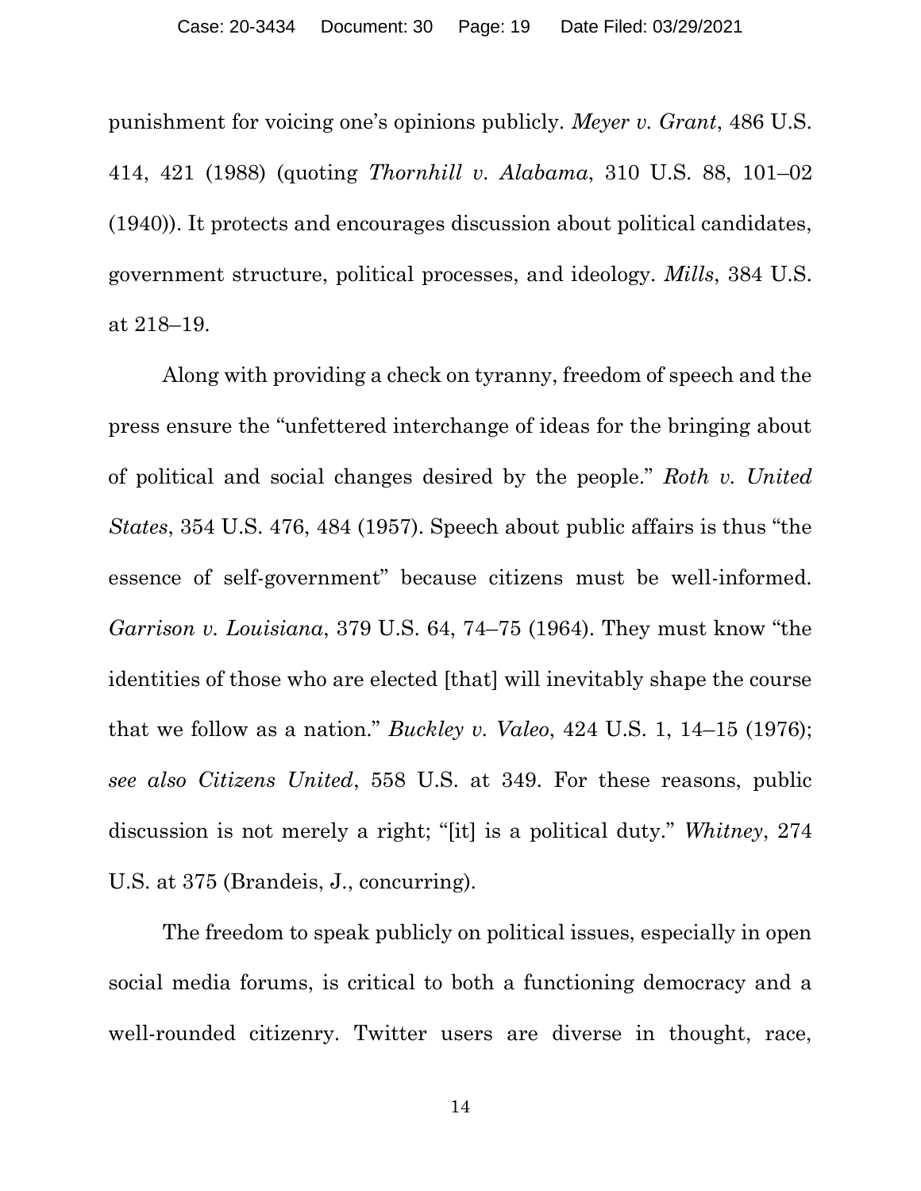punishment for voicing one's opinions publicly. *Meyer v. Grant*, 486 U.S. 414, 421 (1988) (quoting *Thornhill v. Alabama*, 310 U.S. 88, 101–02 (1940)). It protects and encourages discussion about political candidates, government structure, political processes, and ideology. *Mills*, 384 U.S. at 218–19.

Along with providing a check on tyranny, freedom of speech and the press ensure the "unfettered interchange of ideas for the bringing about of political and social changes desired by the people." *Roth v. United States*, 354 U.S. 476, 484 (1957). Speech about public affairs is thus "the essence of self-government" because citizens must be well-informed. *Garrison v. Louisiana*, 379 U.S. 64, 74–75 (1964). They must know "the identities of those who are elected [that] will inevitably shape the course that we follow as a nation." *Buckley v. Valeo*, 424 U.S. 1, 14–15 (1976); *see also Citizens United*, 558 U.S. at 349. For these reasons, public discussion is not merely a right; "[it] is a political duty." *Whitney*, 274 U.S. at 375 (Brandeis, J., concurring).

The freedom to speak publicly on political issues, especially in open social media forums, is critical to both a functioning democracy and a well-rounded citizenry. Twitter users are diverse in thought, race,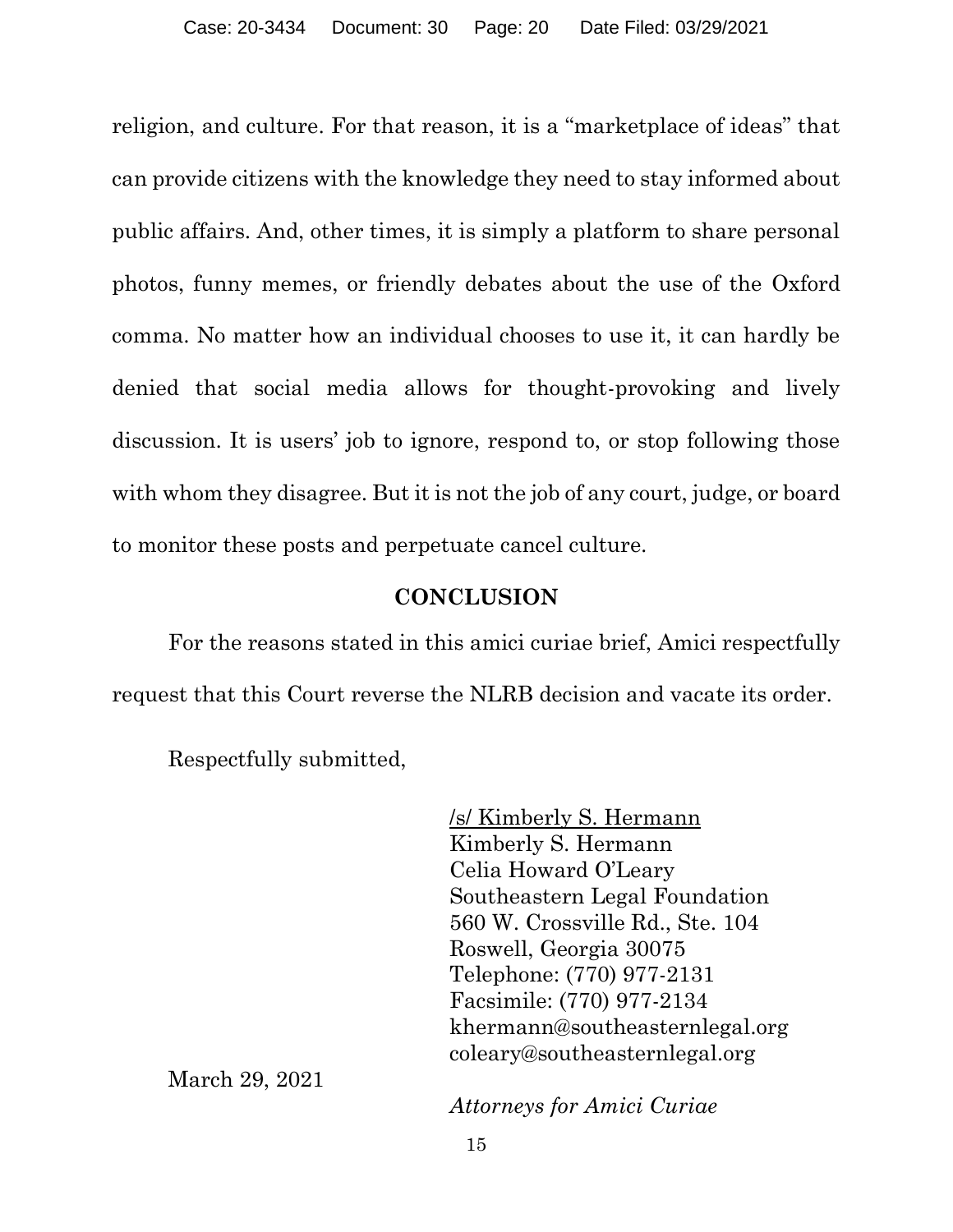religion, and culture. For that reason, it is a "marketplace of ideas" that can provide citizens with the knowledge they need to stay informed about public affairs. And, other times, it is simply a platform to share personal photos, funny memes, or friendly debates about the use of the Oxford comma. No matter how an individual chooses to use it, it can hardly be denied that social media allows for thought-provoking and lively discussion. It is users' job to ignore, respond to, or stop following those with whom they disagree. But it is not the job of any court, judge, or board to monitor these posts and perpetuate cancel culture.

## CONCLUSION

For the reasons stated in this amici curiae brief, Amici respectfully request that this Court reverse the NLRB decision and vacate its order.

Respectfully submitted,

/s/ Kimberly S. Hermann
Kimberly S. Hermann
Celia Howard O'Leary
Southeastern Legal Foundation
560 W. Crossville Rd., Ste. 104
Roswell, Georgia 30075
Telephone: (770) 977-2131
Facsimile: (770) 977-2134
khermann@southeasternlegal.org
coleary@southeasternlegal.org

March 29, 2021

*Attorneys for Amici Curiae*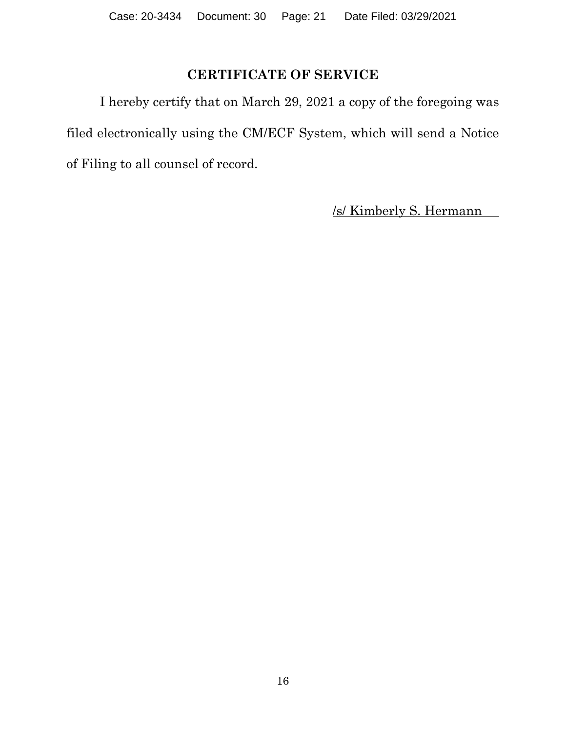## CERTIFICATE OF SERVICE

I hereby certify that on March 29, 2021 a copy of the foregoing was filed electronically using the CM/ECF System, which will send a Notice of Filing to all counsel of record.

/s/ Kimberly S. Hermann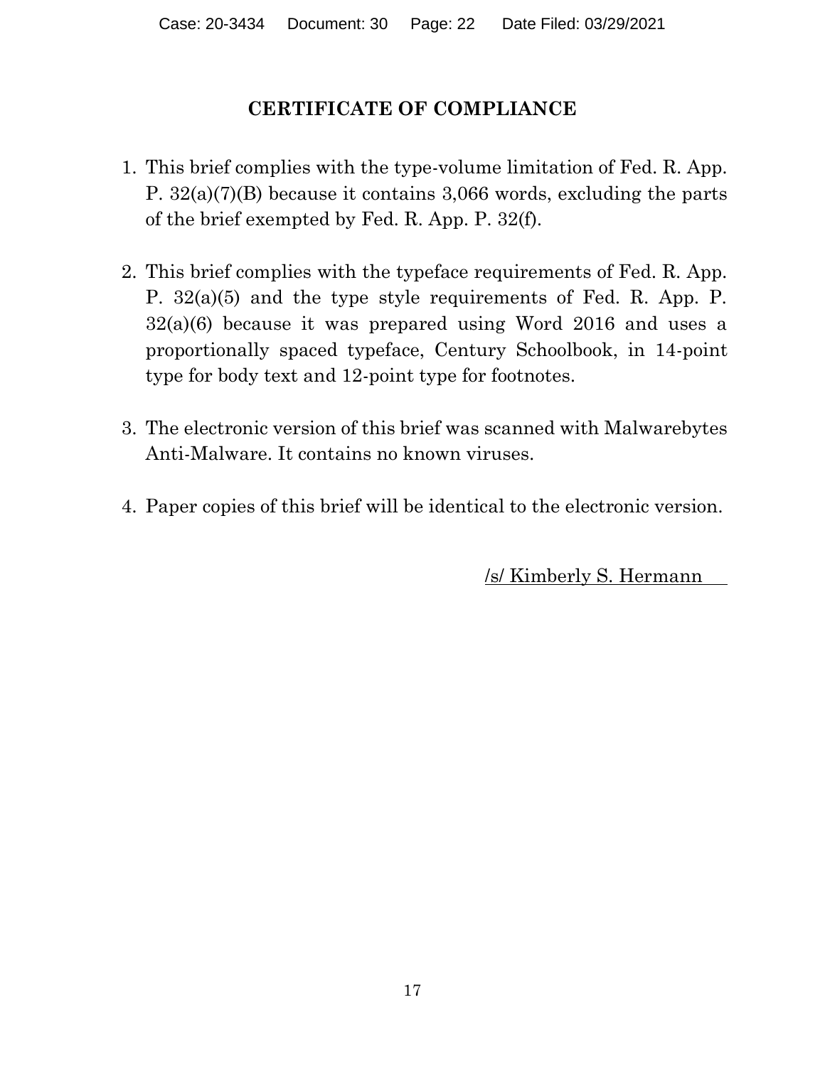## CERTIFICATE OF COMPLIANCE

1. This brief complies with the type-volume limitation of Fed. R. App. P. 32(a)(7)(B) because it contains 3,066 words, excluding the parts of the brief exempted by Fed. R. App. P. 32(f).

2. This brief complies with the typeface requirements of Fed. R. App. P. 32(a)(5) and the type style requirements of Fed. R. App. P. 32(a)(6) because it was prepared using Word 2016 and uses a proportionally spaced typeface, Century Schoolbook, in 14-point type for body text and 12-point type for footnotes.

3. The electronic version of this brief was scanned with Malwarebytes Anti-Malware. It contains no known viruses.

4. Paper copies of this brief will be identical to the electronic version.

/s/ Kimberly S. Hermann